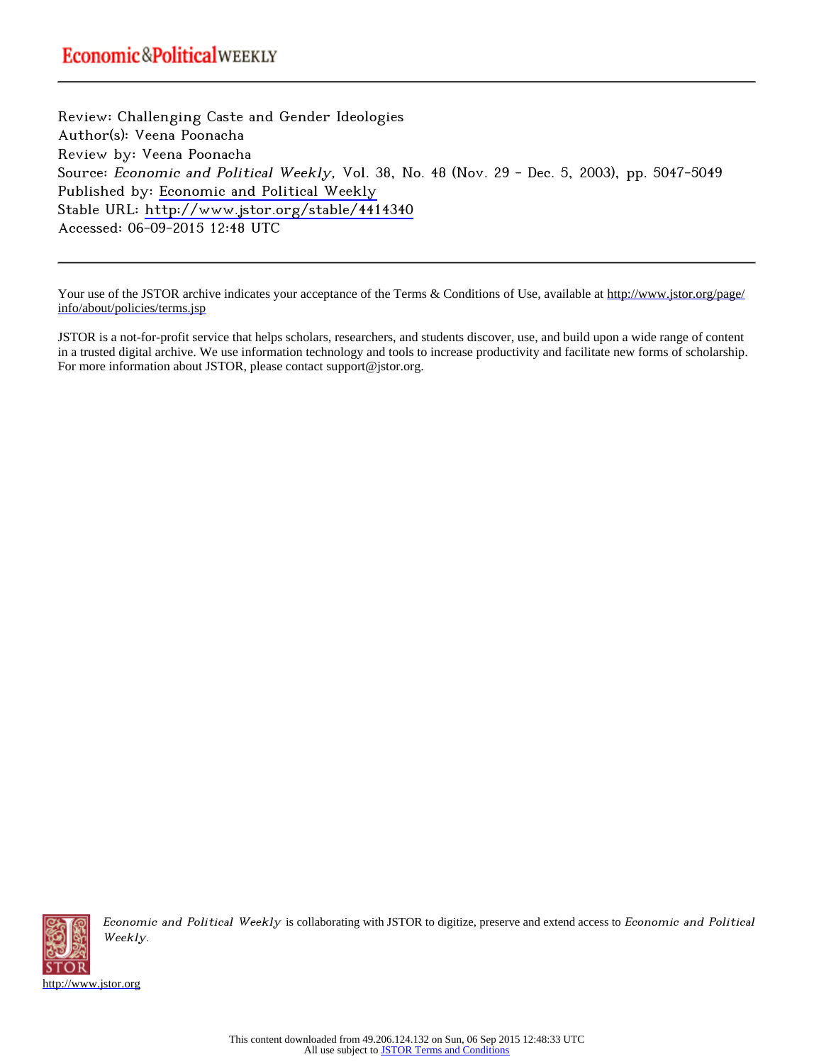Economic&Political WEEKLY

---

Review: Challenging Caste and Gender Ideologies
Author(s): Veena Poonacha
Review by: Veena Poonacha
Source: *Economic and Political Weekly*, Vol. 38, No. 48 (Nov. 29 - Dec. 5, 2003), pp. 5047-5049
Published by: Economic and Political Weekly
Stable URL: http://www.jstor.org/stable/4414340
Accessed: 06-09-2015 12:48 UTC

---

Your use of the JSTOR archive indicates your acceptance of the Terms & Conditions of Use, available at http://www.jstor.org/page/info/about/policies/terms.jsp

JSTOR is a not-for-profit service that helps scholars, researchers, and students discover, use, and build upon a wide range of content in a trusted digital archive. We use information technology and tools to increase productivity and facilitate new forms of scholarship. For more information about JSTOR, please contact support@jstor.org.

*Economic and Political Weekly* is collaborating with JSTOR to digitize, preserve and extend access to *Economic and Political Weekly*.

http://www.jstor.org

This content downloaded from 49.206.124.132 on Sun, 06 Sep 2015 12:48:33 UTC
All use subject to JSTOR Terms and Conditions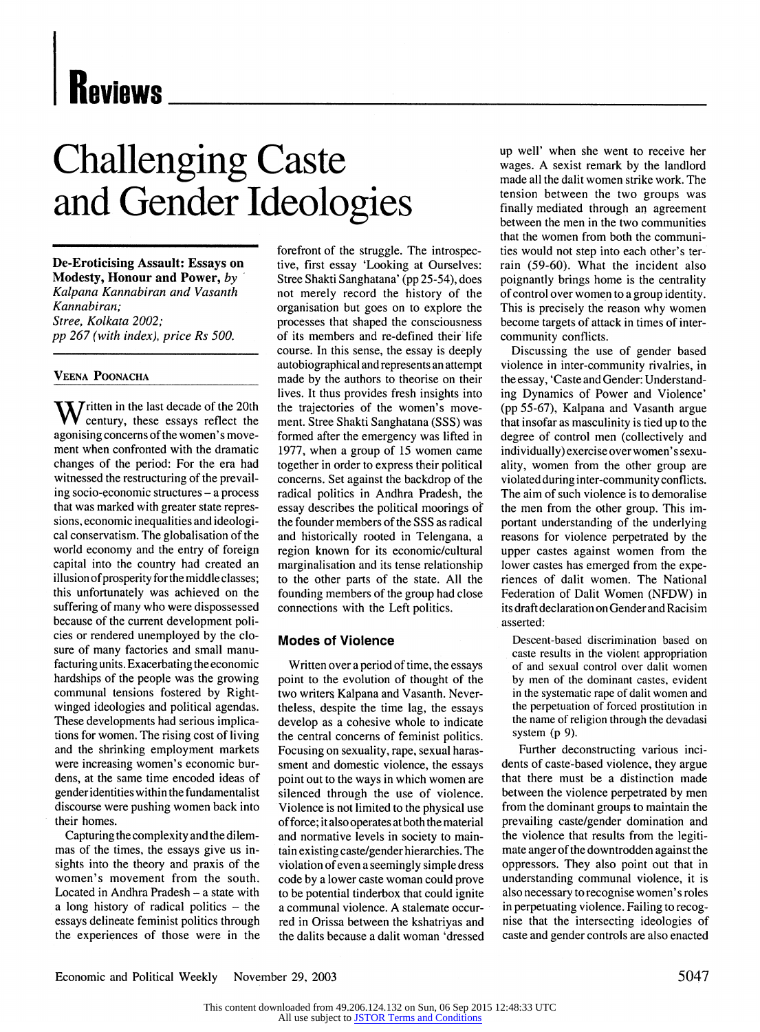# Reviews

# Challenging Caste and Gender Ideologies

**De-Eroticising Assault: Essays on Modesty, Honour and Power,** *by Kalpana Kannabiran and Vasanth Kannabiran; Stree, Kolkata 2002; pp 267 (with index), price Rs 500.*

VEENA POONACHA

Written in the last decade of the 20th century, these essays reflect the agonising concerns of the women's movement when confronted with the dramatic changes of the period: For the era had witnessed the restructuring of the prevailing socio-economic structures – a process that was marked with greater state repressions, economic inequalities and ideological conservatism. The globalisation of the world economy and the entry of foreign capital into the country had created an illusion of prosperity for the middle classes; this unfortunately was achieved on the suffering of many who were dispossessed because of the current development policies or rendered unemployed by the closure of many factories and small manufacturing units. Exacerbating the economic hardships of the people was the growing communal tensions fostered by Right-winged ideologies and political agendas. These developments had serious implications for women. The rising cost of living and the shrinking employment markets were increasing women's economic burdens, at the same time encoded ideas of gender identities within the fundamentalist discourse were pushing women back into their homes.

Capturing the complexity and the dilemmas of the times, the essays give us insights into the theory and praxis of the women's movement from the south. Located in Andhra Pradesh – a state with a long history of radical politics – the essays delineate feminist politics through the experiences of those were in the forefront of the struggle. The introspective, first essay 'Looking at Ourselves: Stree Shakti Sanghatana' (pp 25-54), does not merely record the history of the organisation but goes on to explore the processes that shaped the consciousness of its members and re-defined their life course. In this sense, the essay is deeply autobiographical and represents an attempt made by the authors to theorise on their lives. It thus provides fresh insights into the trajectories of the women's movement. Stree Shakti Sanghatana (SSS) was formed after the emergency was lifted in 1977, when a group of 15 women came together in order to express their political concerns. Set against the backdrop of the radical politics in Andhra Pradesh, the essay describes the political moorings of the founder members of the SSS as radical and historically rooted in Telengana, a region known for its economic/cultural marginalisation and its tense relationship to the other parts of the state. All the founding members of the group had close connections with the Left politics.

## Modes of Violence

Written over a period of time, the essays point to the evolution of thought of the two writers Kalpana and Vasanth. Nevertheless, despite the time lag, the essays develop as a cohesive whole to indicate the central concerns of feminist politics. Focusing on sexuality, rape, sexual harassment and domestic violence, the essays point out to the ways in which women are silenced through the use of violence. Violence is not limited to the physical use of force; it also operates at both the material and normative levels in society to maintain existing caste/gender hierarchies. The violation of even a seemingly simple dress code by a lower caste woman could prove to be potential tinderbox that could ignite a communal violence. A stalemate occurred in Orissa between the kshatriyas and the dalits because a dalit woman 'dressed up well' when she went to receive her wages. A sexist remark by the landlord made all the dalit women strike work. The tension between the two groups was finally mediated through an agreement between the men in the two communities that the women from both the communities would not step into each other's terrain (59-60). What the incident also poignantly brings home is the centrality of control over women to a group identity. This is precisely the reason why women become targets of attack in times of inter-community conflicts.

Discussing the use of gender based violence in inter-community rivalries, in the essay, 'Caste and Gender: Understanding Dynamics of Power and Violence' (pp 55-67), Kalpana and Vasanth argue that insofar as masculinity is tied up to the degree of control men (collectively and individually) exercise over women's sexuality, women from the other group are violated during inter-community conflicts. The aim of such violence is to demoralise the men from the other group. This important understanding of the underlying reasons for violence perpetrated by the upper castes against women from the lower castes has emerged from the experiences of dalit women. The National Federation of Dalit Women (NFDW) in its draft declaration on Gender and Racisim asserted:

> Descent-based discrimination based on caste results in the violent appropriation of and sexual control over dalit women by men of the dominant castes, evident in the systematic rape of dalit women and the perpetuation of forced prostitution in the name of religion through the devadasi system (p 9).

Further deconstructing various incidents of caste-based violence, they argue that there must be a distinction made between the violence perpetrated by men from the dominant groups to maintain the prevailing caste/gender domination and the violence that results from the legitimate anger of the downtrodden against the oppressors. They also point out that in understanding communal violence, it is also necessary to recognise women's roles in perpetuating violence. Failing to recognise that the intersecting ideologies of caste and gender controls are also enacted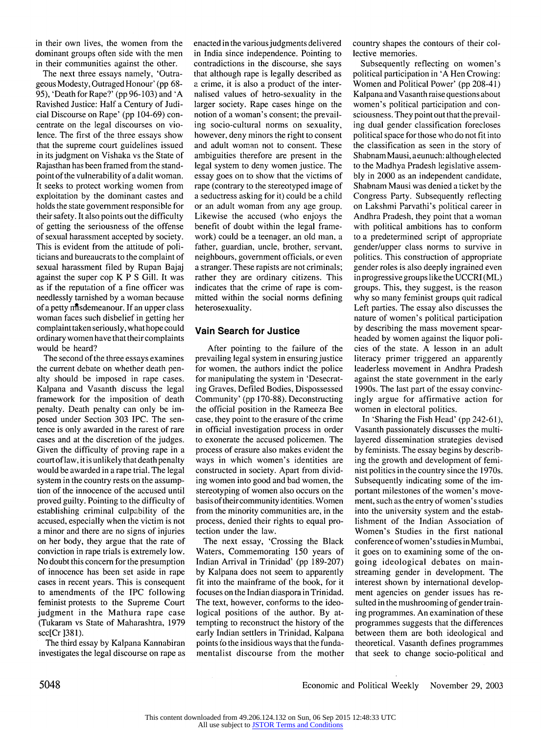in their own lives, the women from the dominant groups often side with the men in their communities against the other.

The next three essays namely, 'Outrageous Modesty, Outraged Honour' (pp 68-95), 'Death for Rape?' (pp 96-103) and 'A Ravished Justice: Half a Century of Judicial Discourse on Rape' (pp 104-69) concentrate on the legal discourses on violence. The first of the three essays show that the supreme court guidelines issued in its judgment on Vishaka vs the State of Rajasthan has been framed from the standpoint of the vulnerability of a dalit woman. It seeks to protect working women from exploitation by the dominant castes and holds the state government responsible for their safety. It also points out the difficulty of getting the seriousness of the offense of sexual harassment accepted by society. This is evident from the attitude of politicians and bureaucrats to the complaint of sexual harassment filed by Rupan Bajaj against the super cop K P S Gill. It was as if the reputation of a fine officer was needlessly tarnished by a woman because of a petty misdemeanour. If an upper class woman faces such disbelief in getting her complaint taken seriously, what hope could ordinary women have that their complaints would be heard?

The second of the three essays examines the current debate on whether death penalty should be imposed in rape cases. Kalpana and Vasanth discuss the legal framework for the imposition of death penalty. Death penalty can only be imposed under Section 303 IPC. The sentence is only awarded in the rarest of rare cases and at the discretion of the judges. Given the difficulty of proving rape in a court of law, it is unlikely that death penalty would be awarded in a rape trial. The legal system in the country rests on the assumption of the innocence of the accused until proved guilty. Pointing to the difficulty of establishing criminal culpability of the accused, especially when the victim is not a minor and there are no signs of injuries on her body, they argue that the rate of conviction in rape trials is extremely low. No doubt this concern for the presumption of innocence has been set aside in rape cases in recent years. This is consequent to amendments of the IPC following feminist protests to the Supreme Court judgment in the Mathura rape case (Tukaram vs State of Maharashtra, 1979 scc[Cr ]381).

The third essay by Kalpana Kannabiran investigates the legal discourse on rape as enacted in the various judgments delivered in India since independence. Pointing to contradictions in the discourse, she says that although rape is legally described as a crime, it is also a product of the internalised values of hetro-sexuality in the larger society. Rape cases hinge on the notion of a woman's consent; the prevailing socio-cultural norms on sexuality, however, deny minors the right to consent and adult woman not to consent. These ambiguities therefore are present in the legal system to deny women justice. The essay goes on to show that the victims of rape (contrary to the stereotyped image of a seductress asking for it) could be a child or an adult woman from any age group. Likewise the accused (who enjoys the benefit of doubt within the legal framework) could be a teenager, an old man, a father, guardian, uncle, brother, servant, neighbours, government officials, or even a stranger. These rapists are not criminals; rather they are ordinary citizens. This indicates that the crime of rape is committed within the social norms defining heterosexuality.

## Vain Search for Justice

After pointing to the failure of the prevailing legal system in ensuring justice for women, the authors indict the police for manipulating the system in 'Desecrating Graves, Defiled Bodies, Dispossessed Community' (pp 170-88). Deconstructing the official position in the Rameeza Bee case, they point to the erasure of the crime in official investigation process in order to exonerate the accused policemen. The process of erasure also makes evident the ways in which women's identities are constructed in society. Apart from dividing women into good and bad women, the stereotyping of women also occurs on the basis of their community identities. Women from the minority communities are, in the process, denied their rights to equal protection under the law.

The next essay, 'Crossing the Black Waters, Commemorating 150 years of Indian Arrival in Trinidad' (pp 189-207) by Kalpana does not seem to apparently fit into the mainframe of the book, for it focuses on the Indian diaspora in Trinidad. The text, however, conforms to the ideological positions of the author. By attempting to reconstruct the history of the early Indian settlers in Trinidad, Kalpana points to the insidious ways that the fundamentalist discourse from the mother country shapes the contours of their collective memories.

Subsequently reflecting on women's political participation in 'A Hen Crowing: Women and Political Power' (pp 208-41) Kalpana and Vasanth raise questions about women's political participation and consciousness. They point out that the prevailing dual gender classification forecloses political space for those who do not fit into the classification as seen in the story of Shabnam Mausi, a eunuch: although elected to the Madhya Pradesh legislative assembly in 2000 as an independent candidate, Shabnam Mausi was denied a ticket by the Congress Party. Subsequently reflecting on Lakshmi Parvathi's political career in Andhra Pradesh, they point that a woman with political ambitions has to conform to a predetermined script of appropriate gender/upper class norms to survive in politics. This construction of appropriate gender roles is also deeply ingrained even in progressive groups like the UCCRI (ML) groups. This, they suggest, is the reason why so many feminist groups quit radical Left parties. The essay also discusses the nature of women's political participation by describing the mass movement spearheaded by women against the liquor policies of the state. A lesson in an adult literacy primer triggered an apparently leaderless movement in Andhra Pradesh against the state government in the early 1990s. The last part of the essay convincingly argue for affirmative action for women in electoral politics.

In 'Sharing the Fish Head' (pp 242-61), Vasanth passionately discusses the multi-layered dissemination strategies devised by feminists. The essay begins by describing the growth and development of feminist politics in the country since the 1970s. Subsequently indicating some of the important milestones of the women's movement, such as the entry of women's studies into the university system and the establishment of the Indian Association of Women's Studies in the first national conference of women's studies in Mumbai, it goes on to examining some of the ongoing ideological debates on mainstreaming gender in development. The interest shown by international development agencies on gender issues has resulted in the mushrooming of gender training programmes. An examination of these programmes suggests that the differences between them are both ideological and theoretical. Vasanth defines programmes that seek to change socio-political and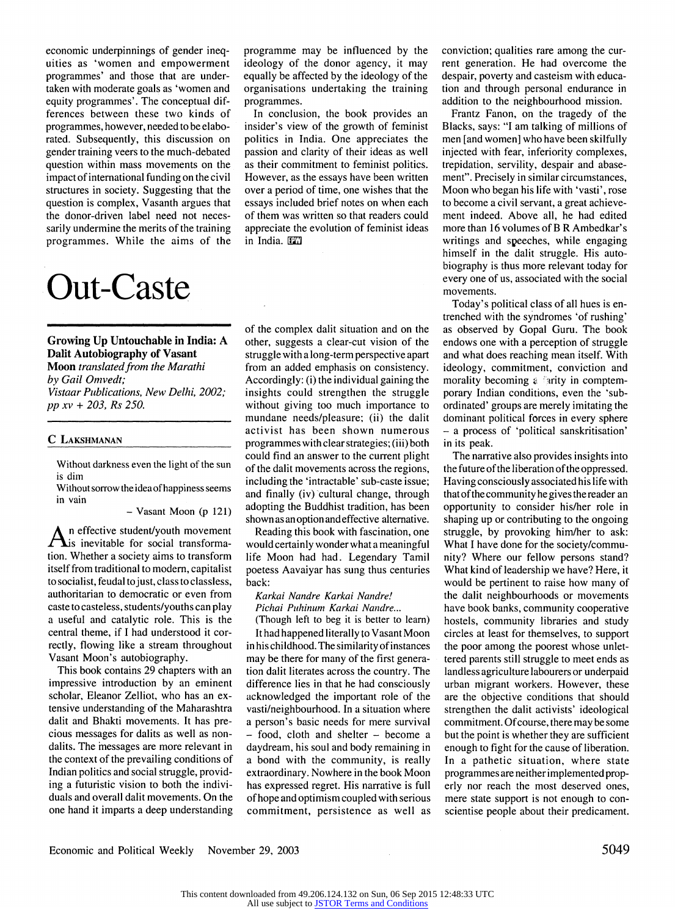economic underpinnings of gender inequities as 'women and empowerment programmes' and those that are undertaken with moderate goals as 'women and equity programmes'. The conceptual differences between these two kinds of programmes, however, needed to be elaborated. Subsequently, this discussion on gender training veers to the much-debated question within mass movements on the impact of international funding on the civil structures in society. Suggesting that the question is complex, Vasanth argues that the donor-driven label need not necessarily undermine the merits of the training programmes. While the aims of the programme may be influenced by the ideology of the donor agency, it may equally be affected by the ideology of the organisations undertaking the training programmes.

In conclusion, the book provides an insider's view of the growth of feminist politics in India. One appreciates the passion and clarity of their ideas as well as their commitment to feminist politics. However, as the essays have been written over a period of time, one wishes that the essays included brief notes on when each of them was written so that readers could appreciate the evolution of feminist ideas in India. EPW

# Out-Caste

**Growing Up Untouchable in India: A Dalit Autobiography of Vasant Moon** *translated from the Marathi by Gail Omvedt; Vistaar Publications, New Delhi, 2002; pp xv + 203, Rs 250.*

C LAKSHMANAN

Without darkness even the light of the sun is dim
Without sorrow the idea of happiness seems in vain

– Vasant Moon (p 121)

An effective student/youth movement is inevitable for social transformation. Whether a society aims to transform itself from traditional to modern, capitalist to socialist, feudal to just, class to classless, authoritarian to democratic or even from caste to casteless, students/youths can play a useful and catalytic role. This is the central theme, if I had understood it correctly, flowing like a stream throughout Vasant Moon's autobiography.

This book contains 29 chapters with an impressive introduction by an eminent scholar, Eleanor Zelliot, who has an extensive understanding of the Maharashtra dalit and Bhakti movements. It has precious messages for dalits as well as non-dalits. The messages are more relevant in the context of the prevailing conditions of Indian politics and social struggle, providing a futuristic vision to both the individuals and overall dalit movements. On the one hand it imparts a deep understanding of the complex dalit situation and on the other, suggests a clear-cut vision of the struggle with a long-term perspective apart from an added emphasis on consistency. Accordingly: (i) the individual gaining the insights could strengthen the struggle without giving too much importance to mundane needs/pleasure; (ii) the dalit activist has been shown numerous programmes with clear strategies; (iii) both could find an answer to the current plight of the dalit movements across the regions, including the 'intractable' sub-caste issue; and finally (iv) cultural change, through adopting the Buddhist tradition, has been shown as an option and effective alternative.

Reading this book with fascination, one would certainly wonder what a meaningful life Moon had had. Legendary Tamil poetess Aavaiyar has sung thus centuries back:

*Karkai Nandre Karkai Nandre!*
*Pichai Puhinum Karkai Nandre...*
(Though left to beg it is better to learn)

It had happened literally to Vasant Moon in his childhood. The similarity of instances may be there for many of the first generation dalit literates across the country. The difference lies in that he had consciously acknowledged the important role of the vasti/neighbourhood. In a situation where a person's basic needs for mere survival – food, cloth and shelter – become a daydream, his soul and body remaining in a bond with the community, is really extraordinary. Nowhere in the book Moon has expressed regret. His narrative is full of hope and optimism coupled with serious commitment, persistence as well as conviction; qualities rare among the current generation. He had overcome the despair, poverty and casteism with education and through personal endurance in addition to the neighbourhood mission.

Frantz Fanon, on the tragedy of the Blacks, says: "I am talking of millions of men [and women] who have been skilfully injected with fear, inferiority complexes, trepidation, servility, despair and abasement". Precisely in similar circumstances, Moon who began his life with 'vasti', rose to become a civil servant, a great achievement indeed. Above all, he had edited more than 16 volumes of B R Ambedkar's writings and speeches, while engaging himself in the dalit struggle. His autobiography is thus more relevant today for every one of us, associated with the social movements.

Today's political class of all hues is entrenched with the syndromes 'of rushing' as observed by Gopal Guru. The book endows one with a perception of struggle and what does reaching mean itself. With ideology, commitment, conviction and morality becoming a rarity in contemporary Indian conditions, even the 'subordinated' groups are merely imitating the dominant political forces in every sphere – a process of 'political sanskritisation' in its peak.

The narrative also provides insights into the future of the liberation of the oppressed. Having consciously associated his life with that of the community he gives the reader an opportunity to consider his/her role in shaping up or contributing to the ongoing struggle, by provoking him/her to ask: What I have done for the society/community? Where our fellow persons stand? What kind of leadership we have? Here, it would be pertinent to raise how many of the dalit neighbourhoods or movements have book banks, community cooperative hostels, community libraries and study circles at least for themselves, to support the poor among the poorest whose unlettered parents still struggle to meet ends as landless agriculture labourers or underpaid urban migrant workers. However, these are the objective conditions that should strengthen the dalit activists' ideological commitment. Of course, there may be some but the point is whether they are sufficient enough to fight for the cause of liberation. In a pathetic situation, where state programmes are neither implemented properly nor reach the most deserved ones, mere state support is not enough to conscientise people about their predicament.